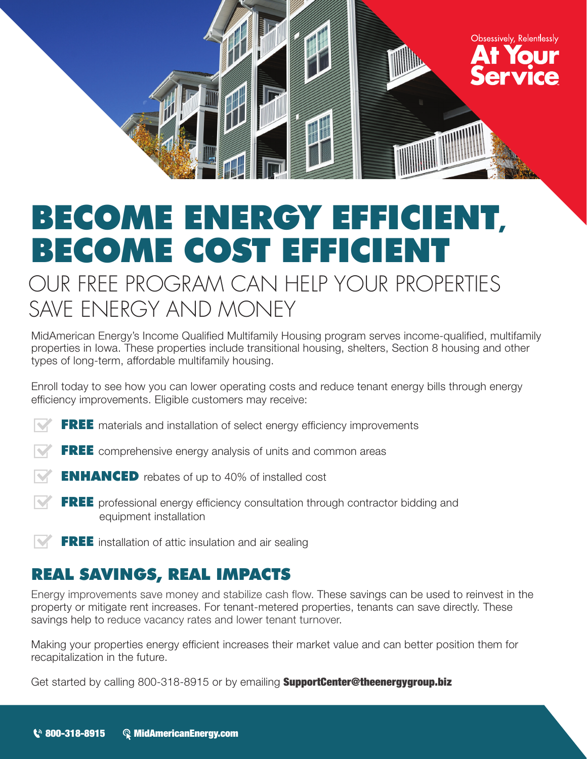Obsessively, Relentlessly
**At Your Service**

# BECOME ENERGY EFFICIENT, BECOME COST EFFICIENT

## OUR FREE PROGRAM CAN HELP YOUR PROPERTIES SAVE ENERGY AND MONEY

MidAmerican Energy's Income Qualified Multifamily Housing program serves income-qualified, multifamily properties in Iowa. These properties include transitional housing, shelters, Section 8 housing and other types of long-term, affordable multifamily housing.

Enroll today to see how you can lower operating costs and reduce tenant energy bills through energy efficiency improvements. Eligible customers may receive:

- **FREE** materials and installation of select energy efficiency improvements
- **FREE** comprehensive energy analysis of units and common areas
- **ENHANCED** rebates of up to 40% of installed cost
- **FREE** professional energy efficiency consultation through contractor bidding and equipment installation
- **FREE** installation of attic insulation and air sealing

## REAL SAVINGS, REAL IMPACTS

Energy improvements save money and stabilize cash flow. These savings can be used to reinvest in the property or mitigate rent increases. For tenant-metered properties, tenants can save directly. These savings help to reduce vacancy rates and lower tenant turnover.

Making your properties energy efficient increases their market value and can better position them for recapitalization in the future.

Get started by calling 800-318-8915 or by emailing **SupportCenter@theenergygroup.biz**

**800-318-8915** **MidAmericanEnergy.com**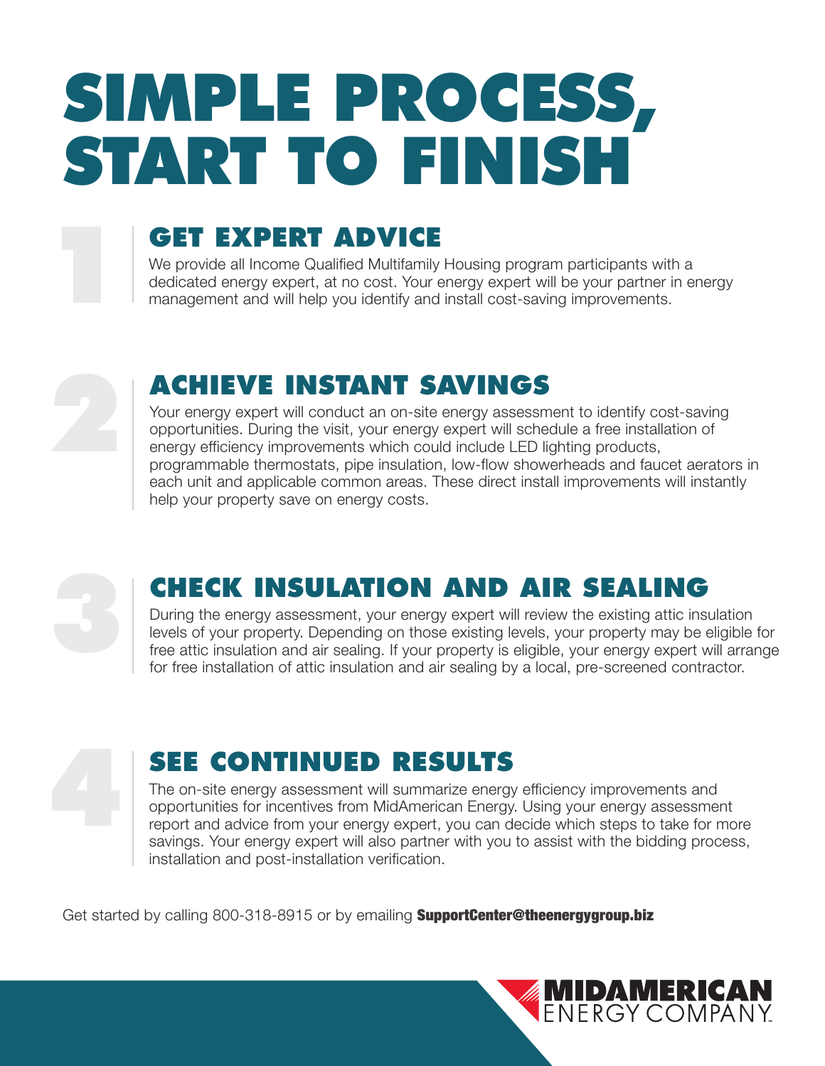# SIMPLE PROCESS, START TO FINISH

## 1 GET EXPERT ADVICE

We provide all Income Qualified Multifamily Housing program participants with a dedicated energy expert, at no cost. Your energy expert will be your partner in energy management and will help you identify and install cost-saving improvements.

## 2 ACHIEVE INSTANT SAVINGS

Your energy expert will conduct an on-site energy assessment to identify cost-saving opportunities. During the visit, your energy expert will schedule a free installation of energy efficiency improvements which could include LED lighting products, programmable thermostats, pipe insulation, low-flow showerheads and faucet aerators in each unit and applicable common areas. These direct install improvements will instantly help your property save on energy costs.

## 3 CHECK INSULATION AND AIR SEALING

During the energy assessment, your energy expert will review the existing attic insulation levels of your property. Depending on those existing levels, your property may be eligible for free attic insulation and air sealing. If your property is eligible, your energy expert will arrange for free installation of attic insulation and air sealing by a local, pre-screened contractor.

## 4 SEE CONTINUED RESULTS

The on-site energy assessment will summarize energy efficiency improvements and opportunities for incentives from MidAmerican Energy. Using your energy assessment report and advice from your energy expert, you can decide which steps to take for more savings. Your energy expert will also partner with you to assist with the bidding process, installation and post-installation verification.

Get started by calling 800-318-8915 or by emailing **SupportCenter@theenergygroup.biz**

MIDAMERICAN ENERGY COMPANY™